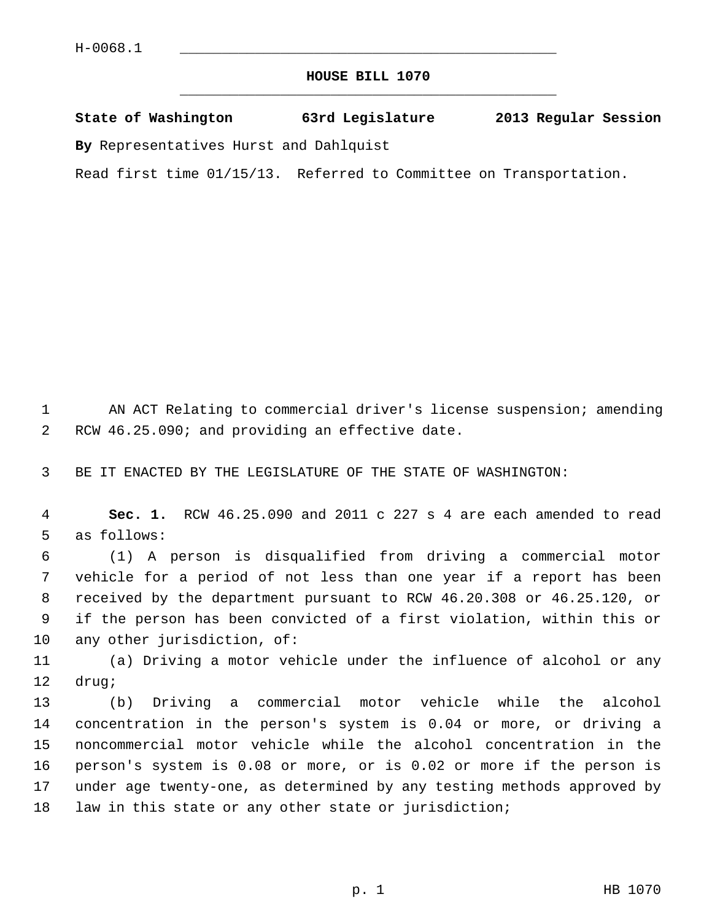H-0068.1

# HOUSE BILL 1070

**State of Washington 63rd Legislature 2013 Regular Session**

**By** Representatives Hurst and Dahlquist

Read first time 01/15/13. Referred to Committee on Transportation.

AN ACT Relating to commercial driver's license suspension; amending RCW 46.25.090; and providing an effective date.

BE IT ENACTED BY THE LEGISLATURE OF THE STATE OF WASHINGTON:

**Sec. 1.** RCW 46.25.090 and 2011 c 227 s 4 are each amended to read as follows:

(1) A person is disqualified from driving a commercial motor vehicle for a period of not less than one year if a report has been received by the department pursuant to RCW 46.20.308 or 46.25.120, or if the person has been convicted of a first violation, within this or any other jurisdiction, of:

(a) Driving a motor vehicle under the influence of alcohol or any drug;

(b) Driving a commercial motor vehicle while the alcohol concentration in the person's system is 0.04 or more, or driving a noncommercial motor vehicle while the alcohol concentration in the person's system is 0.08 or more, or is 0.02 or more if the person is under age twenty-one, as determined by any testing methods approved by law in this state or any other state or jurisdiction;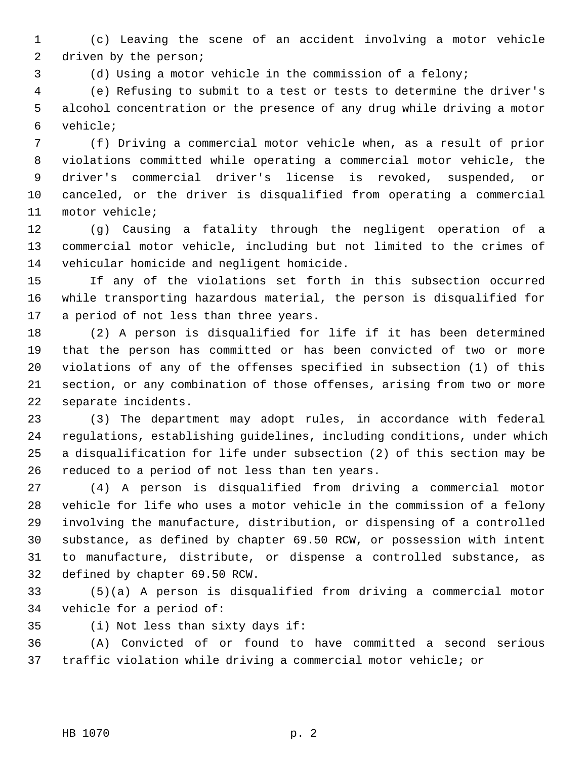(c) Leaving the scene of an accident involving a motor vehicle driven by the person;

(d) Using a motor vehicle in the commission of a felony;

(e) Refusing to submit to a test or tests to determine the driver's alcohol concentration or the presence of any drug while driving a motor vehicle;

(f) Driving a commercial motor vehicle when, as a result of prior violations committed while operating a commercial motor vehicle, the driver's commercial driver's license is revoked, suspended, or canceled, or the driver is disqualified from operating a commercial motor vehicle;

(g) Causing a fatality through the negligent operation of a commercial motor vehicle, including but not limited to the crimes of vehicular homicide and negligent homicide.

If any of the violations set forth in this subsection occurred while transporting hazardous material, the person is disqualified for a period of not less than three years.

(2) A person is disqualified for life if it has been determined that the person has committed or has been convicted of two or more violations of any of the offenses specified in subsection (1) of this section, or any combination of those offenses, arising from two or more separate incidents.

(3) The department may adopt rules, in accordance with federal regulations, establishing guidelines, including conditions, under which a disqualification for life under subsection (2) of this section may be reduced to a period of not less than ten years.

(4) A person is disqualified from driving a commercial motor vehicle for life who uses a motor vehicle in the commission of a felony involving the manufacture, distribution, or dispensing of a controlled substance, as defined by chapter 69.50 RCW, or possession with intent to manufacture, distribute, or dispense a controlled substance, as defined by chapter 69.50 RCW.

(5)(a) A person is disqualified from driving a commercial motor vehicle for a period of:

(i) Not less than sixty days if:

(A) Convicted of or found to have committed a second serious traffic violation while driving a commercial motor vehicle; or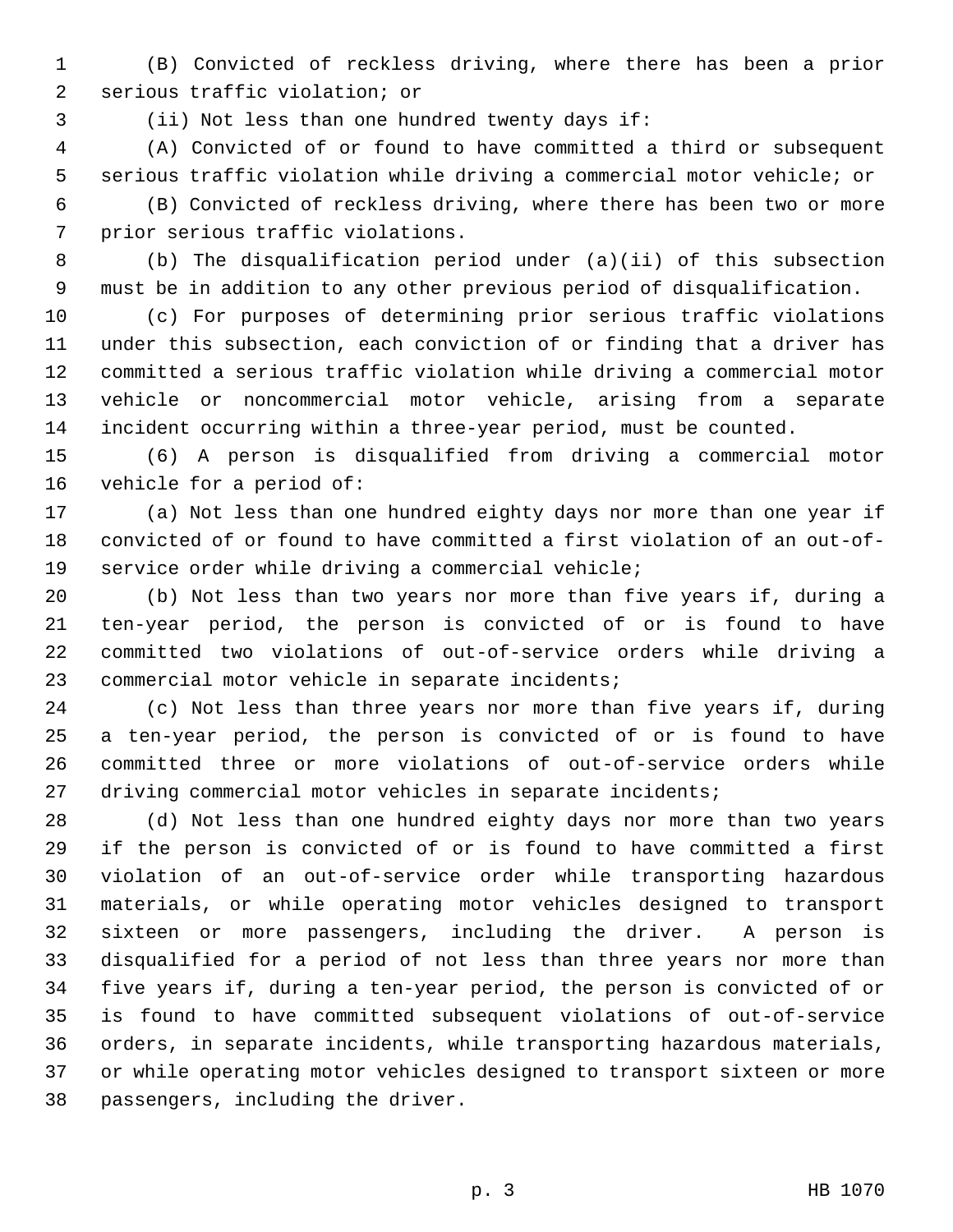(B) Convicted of reckless driving, where there has been a prior serious traffic violation; or

(ii) Not less than one hundred twenty days if:

(A) Convicted of or found to have committed a third or subsequent serious traffic violation while driving a commercial motor vehicle; or

(B) Convicted of reckless driving, where there has been two or more prior serious traffic violations.

(b) The disqualification period under (a)(ii) of this subsection must be in addition to any other previous period of disqualification.

(c) For purposes of determining prior serious traffic violations under this subsection, each conviction of or finding that a driver has committed a serious traffic violation while driving a commercial motor vehicle or noncommercial motor vehicle, arising from a separate incident occurring within a three-year period, must be counted.

(6) A person is disqualified from driving a commercial motor vehicle for a period of:

(a) Not less than one hundred eighty days nor more than one year if convicted of or found to have committed a first violation of an out-of-service order while driving a commercial vehicle;

(b) Not less than two years nor more than five years if, during a ten-year period, the person is convicted of or is found to have committed two violations of out-of-service orders while driving a commercial motor vehicle in separate incidents;

(c) Not less than three years nor more than five years if, during a ten-year period, the person is convicted of or is found to have committed three or more violations of out-of-service orders while driving commercial motor vehicles in separate incidents;

(d) Not less than one hundred eighty days nor more than two years if the person is convicted of or is found to have committed a first violation of an out-of-service order while transporting hazardous materials, or while operating motor vehicles designed to transport sixteen or more passengers, including the driver. A person is disqualified for a period of not less than three years nor more than five years if, during a ten-year period, the person is convicted of or is found to have committed subsequent violations of out-of-service orders, in separate incidents, while transporting hazardous materials, or while operating motor vehicles designed to transport sixteen or more passengers, including the driver.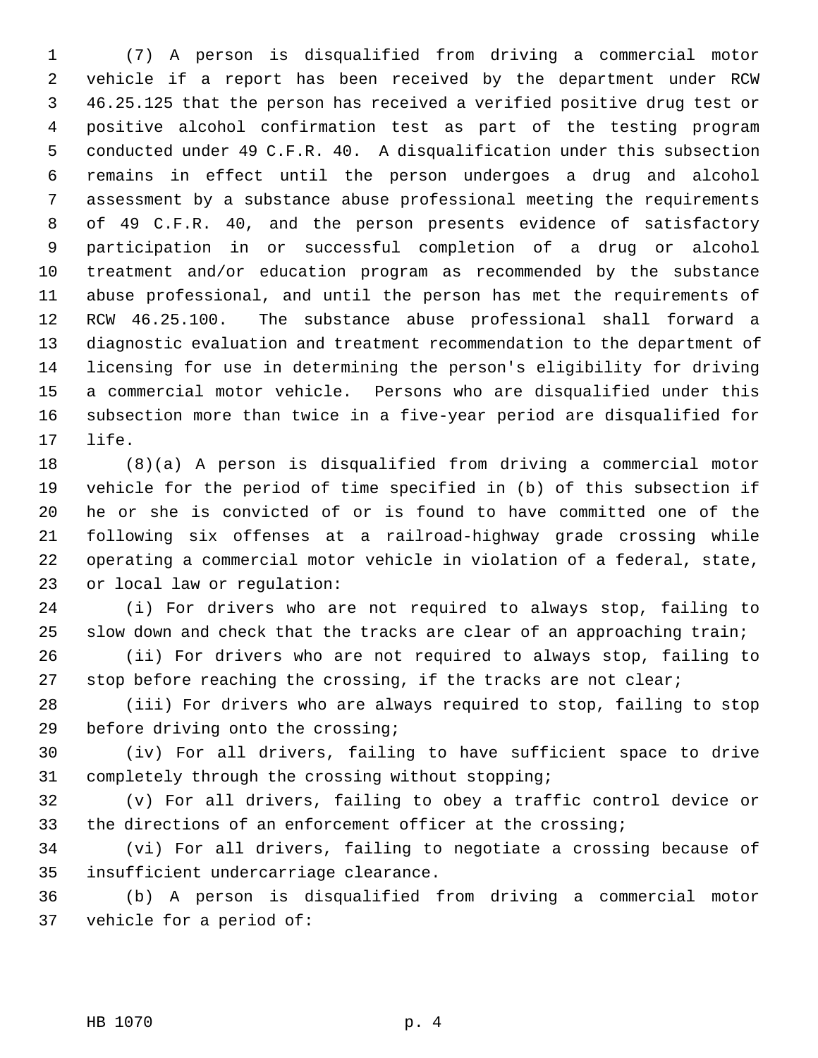(7) A person is disqualified from driving a commercial motor vehicle if a report has been received by the department under RCW 46.25.125 that the person has received a verified positive drug test or positive alcohol confirmation test as part of the testing program conducted under 49 C.F.R. 40. A disqualification under this subsection remains in effect until the person undergoes a drug and alcohol assessment by a substance abuse professional meeting the requirements of 49 C.F.R. 40, and the person presents evidence of satisfactory participation in or successful completion of a drug or alcohol treatment and/or education program as recommended by the substance abuse professional, and until the person has met the requirements of RCW 46.25.100. The substance abuse professional shall forward a diagnostic evaluation and treatment recommendation to the department of licensing for use in determining the person's eligibility for driving a commercial motor vehicle. Persons who are disqualified under this subsection more than twice in a five-year period are disqualified for life.

(8)(a) A person is disqualified from driving a commercial motor vehicle for the period of time specified in (b) of this subsection if he or she is convicted of or is found to have committed one of the following six offenses at a railroad-highway grade crossing while operating a commercial motor vehicle in violation of a federal, state, or local law or regulation:

(i) For drivers who are not required to always stop, failing to slow down and check that the tracks are clear of an approaching train;

(ii) For drivers who are not required to always stop, failing to stop before reaching the crossing, if the tracks are not clear;

(iii) For drivers who are always required to stop, failing to stop before driving onto the crossing;

(iv) For all drivers, failing to have sufficient space to drive completely through the crossing without stopping;

(v) For all drivers, failing to obey a traffic control device or the directions of an enforcement officer at the crossing;

(vi) For all drivers, failing to negotiate a crossing because of insufficient undercarriage clearance.

(b) A person is disqualified from driving a commercial motor vehicle for a period of: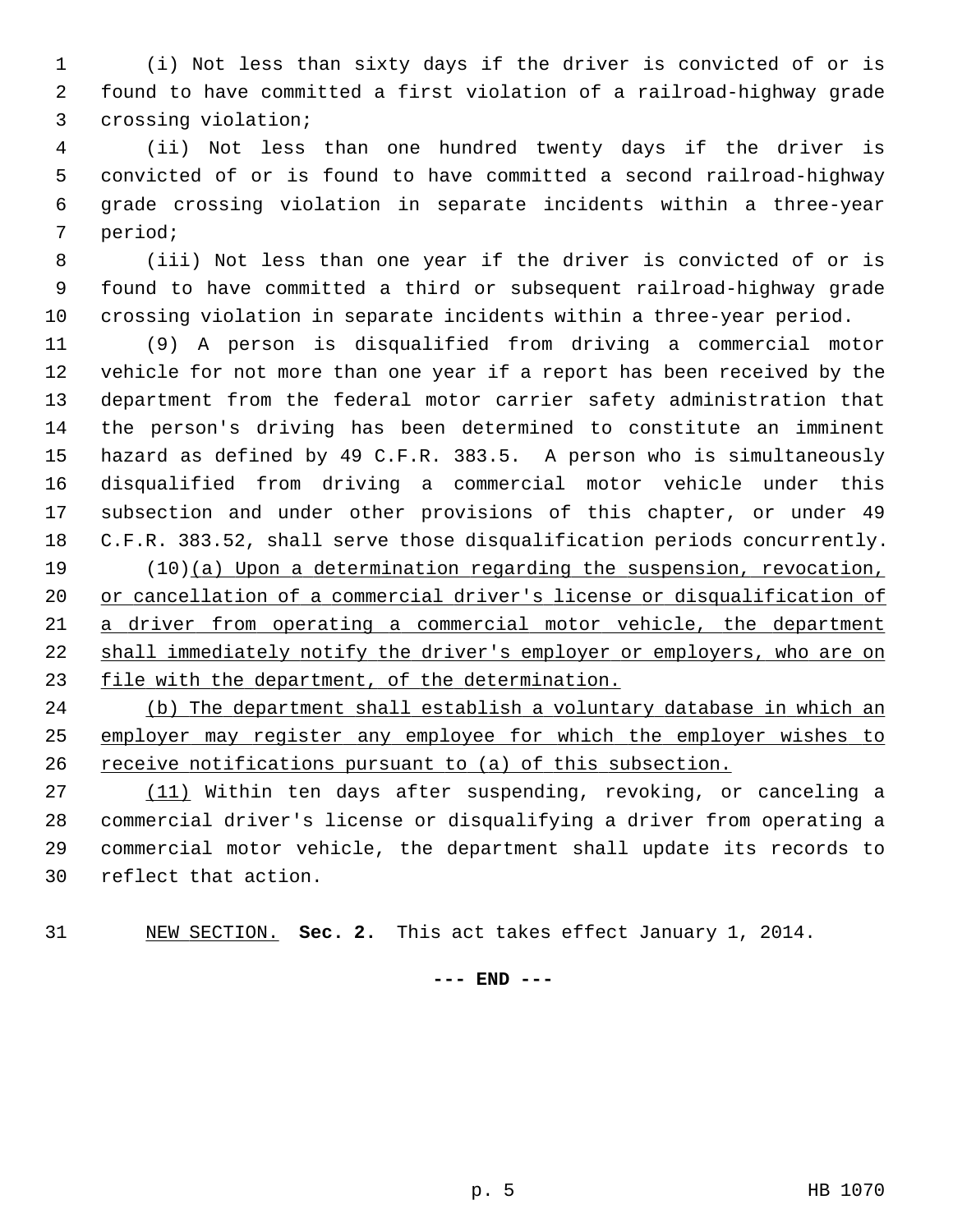(i) Not less than sixty days if the driver is convicted of or is found to have committed a first violation of a railroad-highway grade crossing violation;

(ii) Not less than one hundred twenty days if the driver is convicted of or is found to have committed a second railroad-highway grade crossing violation in separate incidents within a three-year period;

(iii) Not less than one year if the driver is convicted of or is found to have committed a third or subsequent railroad-highway grade crossing violation in separate incidents within a three-year period.

(9) A person is disqualified from driving a commercial motor vehicle for not more than one year if a report has been received by the department from the federal motor carrier safety administration that the person's driving has been determined to constitute an imminent hazard as defined by 49 C.F.R. 383.5. A person who is simultaneously disqualified from driving a commercial motor vehicle under this subsection and under other provisions of this chapter, or under 49 C.F.R. 383.52, shall serve those disqualification periods concurrently.

(10)<u>(a) Upon a determination regarding the suspension, revocation, or cancellation of a commercial driver's license or disqualification of a driver from operating a commercial motor vehicle, the department shall immediately notify the driver's employer or employers, who are on file with the department, of the determination.</u>

<u>(b) The department shall establish a voluntary database in which an employer may register any employee for which the employer wishes to receive notifications pursuant to (a) of this subsection.</u>

<u>(11)</u> Within ten days after suspending, revoking, or canceling a commercial driver's license or disqualifying a driver from operating a commercial motor vehicle, the department shall update its records to reflect that action.

<u>NEW SECTION.</u> **Sec. 2.** This act takes effect January 1, 2014.

**--- END ---**